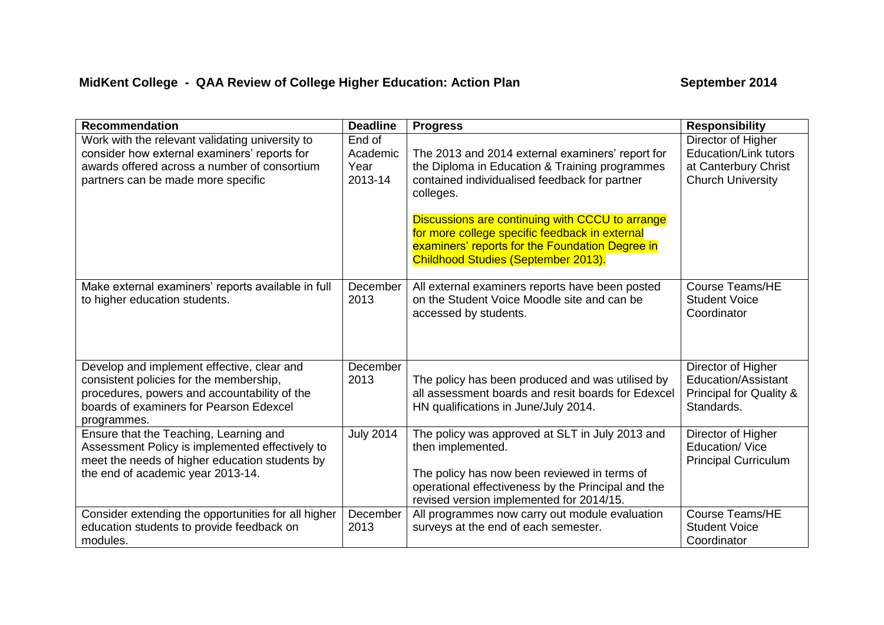# MidKent College - QAA Review of College Higher Education: Action Plan

September 2014

| Recommendation | Deadline | Progress | Responsibility |
|---|---|---|---|
| Work with the relevant validating university to consider how external examiners' reports for awards offered across a number of consortium partners can be made more specific | End of Academic Year 2013-14 | The 2013 and 2014 external examiners' report for the Diploma in Education & Training programmes contained individualised feedback for partner colleges.<br><br>Discussions are continuing with CCCU to arrange for more college specific feedback in external examiners' reports for the Foundation Degree in Childhood Studies (September 2013). | Director of Higher Education/Link tutors at Canterbury Christ Church University |
| Make external examiners' reports available in full to higher education students. | December 2013 | All external examiners reports have been posted on the Student Voice Moodle site and can be accessed by students. | Course Teams/HE Student Voice Coordinator |
| Develop and implement effective, clear and consistent policies for the membership, procedures, powers and accountability of the boards of examiners for Pearson Edexcel programmes. | December 2013 | The policy has been produced and was utilised by all assessment boards and resit boards for Edexcel HN qualifications in June/July 2014. | Director of Higher Education/Assistant Principal for Quality & Standards. |
| Ensure that the Teaching, Learning and Assessment Policy is implemented effectively to meet the needs of higher education students by the end of academic year 2013-14. | July 2014 | The policy was approved at SLT in July 2013 and then implemented.<br><br>The policy has now been reviewed in terms of operational effectiveness by the Principal and the revised version implemented for 2014/15. | Director of Higher Education/ Vice Principal Curriculum |
| Consider extending the opportunities for all higher education students to provide feedback on modules. | December 2013 | All programmes now carry out module evaluation surveys at the end of each semester. | Course Teams/HE Student Voice Coordinator |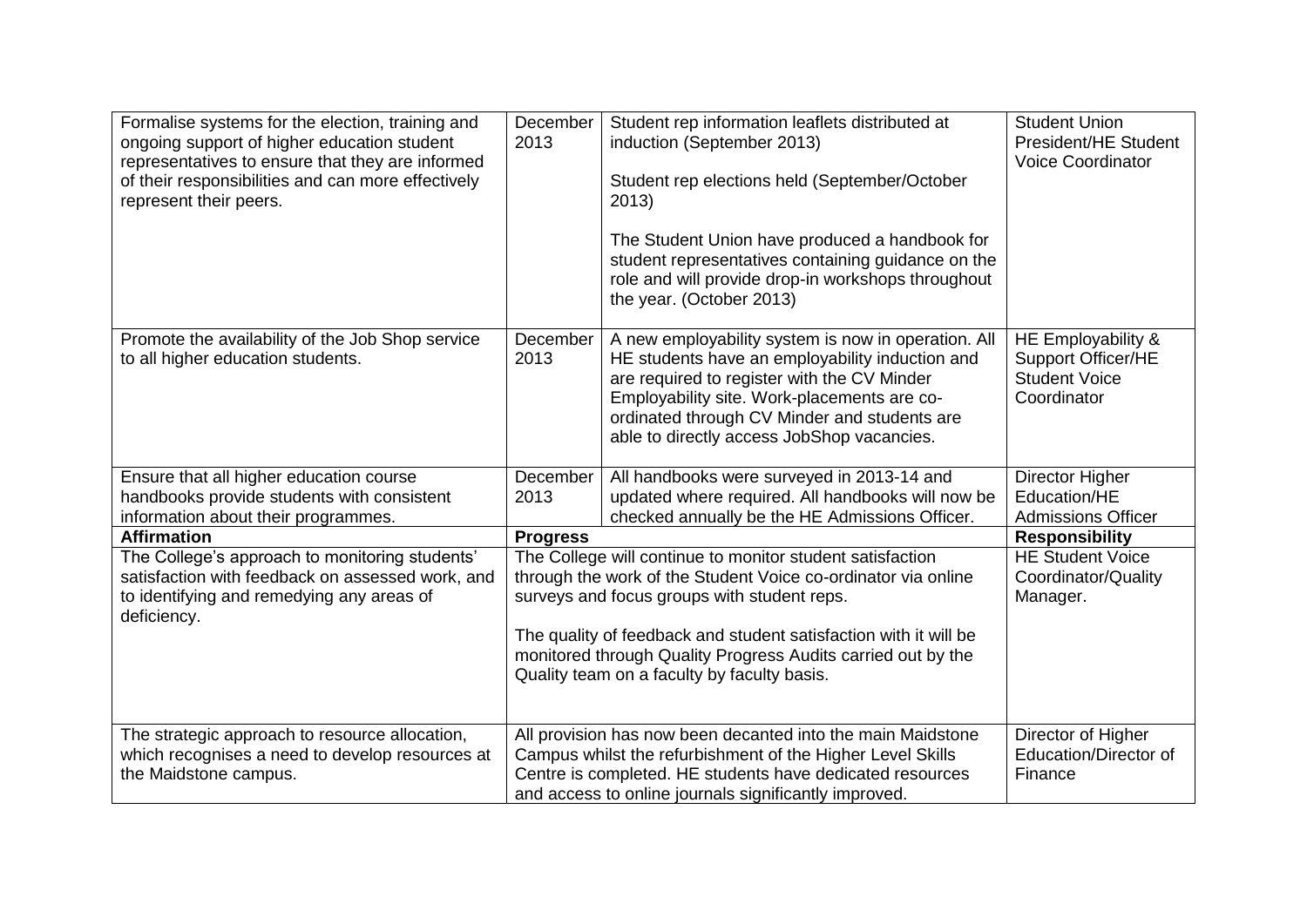| | | | |
|---|---|---|---|
| Formalise systems for the election, training and ongoing support of higher education student representatives to ensure that they are informed of their responsibilities and can more effectively represent their peers. | December 2013 | Student rep information leaflets distributed at induction (September 2013)<br><br>Student rep elections held (September/October 2013)<br><br>The Student Union have produced a handbook for student representatives containing guidance on the role and will provide drop-in workshops throughout the year. (October 2013) | Student Union President/HE Student Voice Coordinator |
| Promote the availability of the Job Shop service to all higher education students. | December 2013 | A new employability system is now in operation. All HE students have an employability induction and are required to register with the CV Minder Employability site. Work-placements are co-ordinated through CV Minder and students are able to directly access JobShop vacancies. | HE Employability & Support Officer/HE Student Voice Coordinator |
| Ensure that all higher education course handbooks provide students with consistent information about their programmes. | December 2013 | All handbooks were surveyed in 2013-14 and updated where required. All handbooks will now be checked annually be the HE Admissions Officer. | Director Higher Education/HE Admissions Officer |
| **Affirmation** | **Progress** | | **Responsibility** |
| The College's approach to monitoring students' satisfaction with feedback on assessed work, and to identifying and remedying any areas of deficiency. | The College will continue to monitor student satisfaction through the work of the Student Voice co-ordinator via online surveys and focus groups with student reps.<br><br>The quality of feedback and student satisfaction with it will be monitored through Quality Progress Audits carried out by the Quality team on a faculty by faculty basis. | | HE Student Voice Coordinator/Quality Manager. |
| The strategic approach to resource allocation, which recognises a need to develop resources at the Maidstone campus. | All provision has now been decanted into the main Maidstone Campus whilst the refurbishment of the Higher Level Skills Centre is completed. HE students have dedicated resources and access to online journals significantly improved. | | Director of Higher Education/Director of Finance |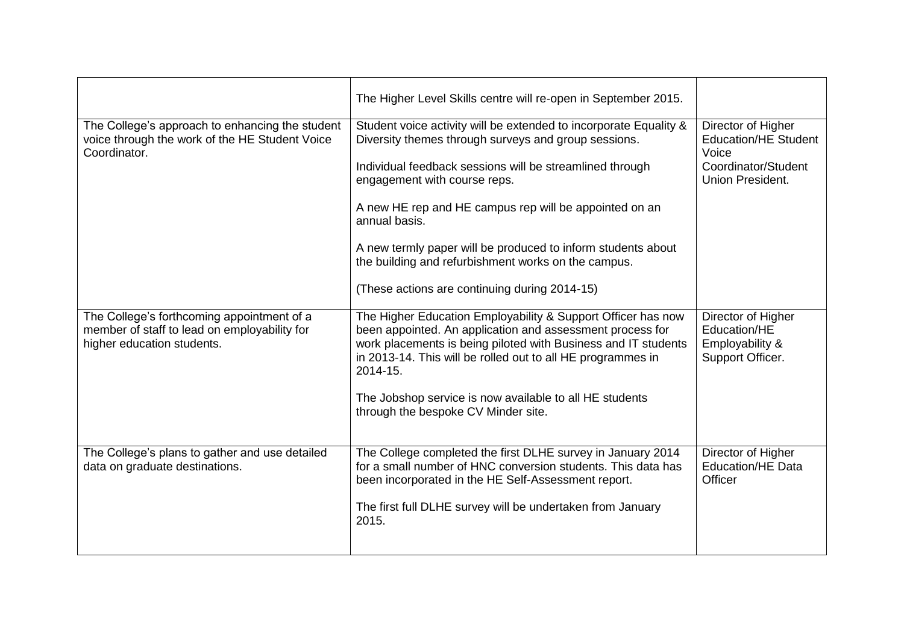| | | |
|---|---|---|
| | The Higher Level Skills centre will re-open in September 2015. | |
| The College's approach to enhancing the student voice through the work of the HE Student Voice Coordinator. | Student voice activity will be extended to incorporate Equality & Diversity themes through surveys and group sessions.<br><br>Individual feedback sessions will be streamlined through engagement with course reps.<br><br>A new HE rep and HE campus rep will be appointed on an annual basis.<br><br>A new termly paper will be produced to inform students about the building and refurbishment works on the campus.<br><br>(These actions are continuing during 2014-15) | Director of Higher Education/HE Student Voice Coordinator/Student Union President. |
| The College's forthcoming appointment of a member of staff to lead on employability for higher education students. | The Higher Education Employability & Support Officer has now been appointed. An application and assessment process for work placements is being piloted with Business and IT students in 2013-14. This will be rolled out to all HE programmes in 2014-15.<br><br>The Jobshop service is now available to all HE students through the bespoke CV Minder site. | Director of Higher Education/HE Employability & Support Officer. |
| The College's plans to gather and use detailed data on graduate destinations. | The College completed the first DLHE survey in January 2014 for a small number of HNC conversion students. This data has been incorporated in the HE Self-Assessment report.<br><br>The first full DLHE survey will be undertaken from January 2015. | Director of Higher Education/HE Data Officer |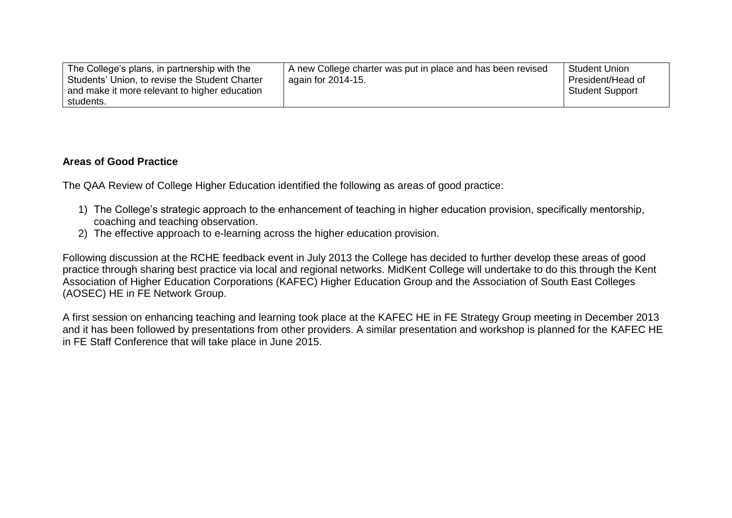| | | |
|---|---|---|
| The College's plans, in partnership with the Students' Union, to revise the Student Charter and make it more relevant to higher education students. | A new College charter was put in place and has been revised again for 2014-15. | Student Union President/Head of Student Support |

**Areas of Good Practice**

The QAA Review of College Higher Education identified the following as areas of good practice:

1) The College's strategic approach to the enhancement of teaching in higher education provision, specifically mentorship, coaching and teaching observation.
2) The effective approach to e-learning across the higher education provision.

Following discussion at the RCHE feedback event in July 2013 the College has decided to further develop these areas of good practice through sharing best practice via local and regional networks. MidKent College will undertake to do this through the Kent Association of Higher Education Corporations (KAFEC) Higher Education Group and the Association of South East Colleges (AOSEC) HE in FE Network Group.

A first session on enhancing teaching and learning took place at the KAFEC HE in FE Strategy Group meeting in December 2013 and it has been followed by presentations from other providers. A similar presentation and workshop is planned for the KAFEC HE in FE Staff Conference that will take place in June 2015.